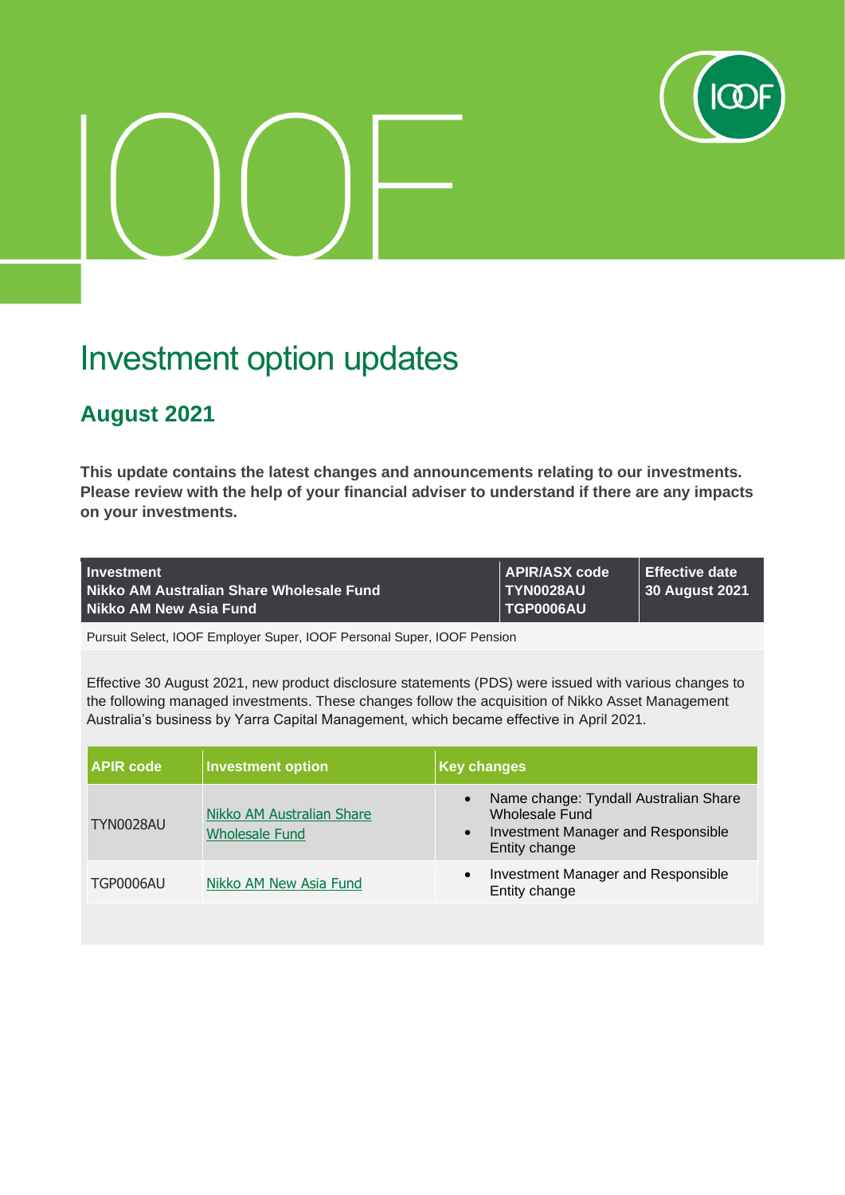# Investment option updates

## August 2021

**This update contains the latest changes and announcements relating to our investments. Please review with the help of your financial adviser to understand if there are any impacts on your investments.**

| Investment | APIR/ASX code | Effective date |
|---|---|---|
| **Nikko AM Australian Share Wholesale Fund** | **TYN0028AU** | **30 August 2021** |
| **Nikko AM New Asia Fund** | **TGP0006AU** | |

Pursuit Select, IOOF Employer Super, IOOF Personal Super, IOOF Pension

Effective 30 August 2021, new product disclosure statements (PDS) were issued with various changes to the following managed investments. These changes follow the acquisition of Nikko Asset Management Australia's business by Yarra Capital Management, which became effective in April 2021.

| APIR code | Investment option | Key changes |
|---|---|---|
| TYN0028AU | Nikko AM Australian Share Wholesale Fund | • Name change: Tyndall Australian Share Wholesale Fund<br>• Investment Manager and Responsible Entity change |
| TGP0006AU | Nikko AM New Asia Fund | • Investment Manager and Responsible Entity change |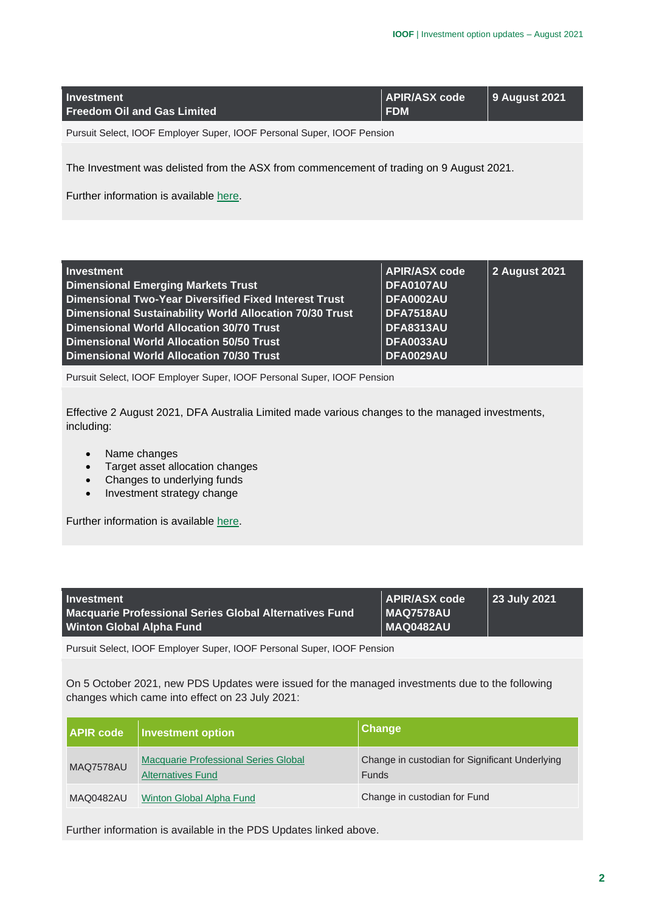| Investment | APIR/ASX code | 9 August 2021 |
|---|---|---|
| Freedom Oil and Gas Limited | FDM | |

Pursuit Select, IOOF Employer Super, IOOF Personal Super, IOOF Pension

The Investment was delisted from the ASX from commencement of trading on 9 August 2021.

Further information is available here.

| Investment | APIR/ASX code | 2 August 2021 |
|---|---|---|
| Dimensional Emerging Markets Trust | DFA0107AU | |
| Dimensional Two-Year Diversified Fixed Interest Trust | DFA0002AU | |
| Dimensional Sustainability World Allocation 70/30 Trust | DFA7518AU | |
| Dimensional World Allocation 30/70 Trust | DFA8313AU | |
| Dimensional World Allocation 50/50 Trust | DFA0033AU | |
| Dimensional World Allocation 70/30 Trust | DFA0029AU | |

Pursuit Select, IOOF Employer Super, IOOF Personal Super, IOOF Pension

Effective 2 August 2021, DFA Australia Limited made various changes to the managed investments, including:

- Name changes
- Target asset allocation changes
- Changes to underlying funds
- Investment strategy change

Further information is available here.

| Investment | APIR/ASX code | 23 July 2021 |
|---|---|---|
| Macquarie Professional Series Global Alternatives Fund | MAQ7578AU | |
| Winton Global Alpha Fund | MAQ0482AU | |

Pursuit Select, IOOF Employer Super, IOOF Personal Super, IOOF Pension

On 5 October 2021, new PDS Updates were issued for the managed investments due to the following changes which came into effect on 23 July 2021:

| APIR code | Investment option | Change |
|---|---|---|
| MAQ7578AU | Macquarie Professional Series Global Alternatives Fund | Change in custodian for Significant Underlying Funds |
| MAQ0482AU | Winton Global Alpha Fund | Change in custodian for Fund |

Further information is available in the PDS Updates linked above.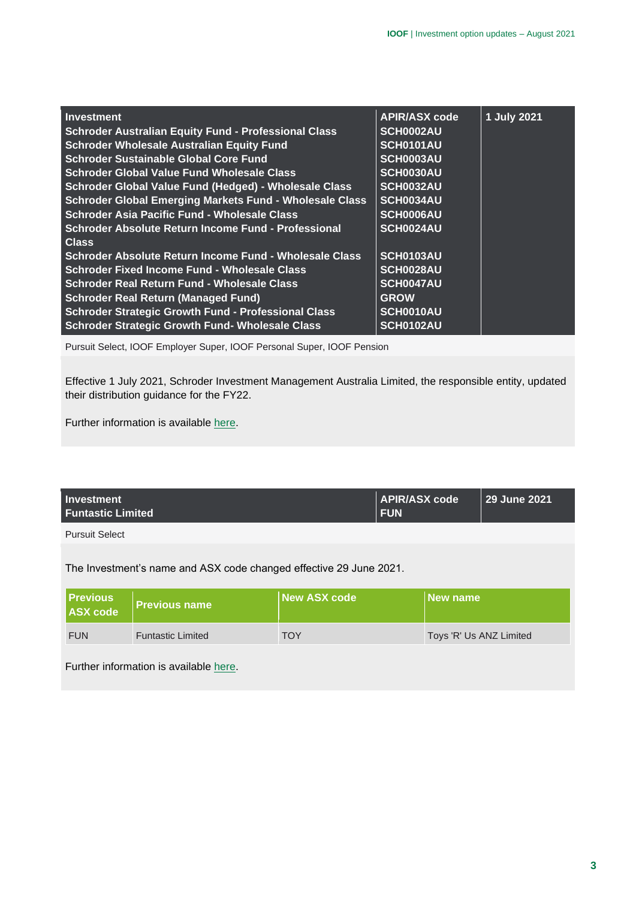| Investment | APIR/ASX code | 1 July 2021 |
|---|---|---|
| Schroder Australian Equity Fund - Professional Class | SCH0002AU | |
| Schroder Wholesale Australian Equity Fund | SCH0101AU | |
| Schroder Sustainable Global Core Fund | SCH0003AU | |
| Schroder Global Value Fund Wholesale Class | SCH0030AU | |
| Schroder Global Value Fund (Hedged) - Wholesale Class | SCH0032AU | |
| Schroder Global Emerging Markets Fund - Wholesale Class | SCH0034AU | |
| Schroder Asia Pacific Fund - Wholesale Class | SCH0006AU | |
| Schroder Absolute Return Income Fund - Professional Class | SCH0024AU | |
| Schroder Absolute Return Income Fund - Wholesale Class | SCH0103AU | |
| Schroder Fixed Income Fund - Wholesale Class | SCH0028AU | |
| Schroder Real Return Fund - Wholesale Class | SCH0047AU | |
| Schroder Real Return (Managed Fund) | GROW | |
| Schroder Strategic Growth Fund - Professional Class | SCH0010AU | |
| Schroder Strategic Growth Fund- Wholesale Class | SCH0102AU | |

Pursuit Select, IOOF Employer Super, IOOF Personal Super, IOOF Pension

Effective 1 July 2021, Schroder Investment Management Australia Limited, the responsible entity, updated their distribution guidance for the FY22.

Further information is available here.

| Investment | APIR/ASX code | 29 June 2021 |
|---|---|---|
| Funtastic Limited | FUN | |

Pursuit Select

The Investment's name and ASX code changed effective 29 June 2021.

| Previous ASX code | Previous name | New ASX code | New name |
|---|---|---|---|
| FUN | Funtastic Limited | TOY | Toys 'R' Us ANZ Limited |

Further information is available here.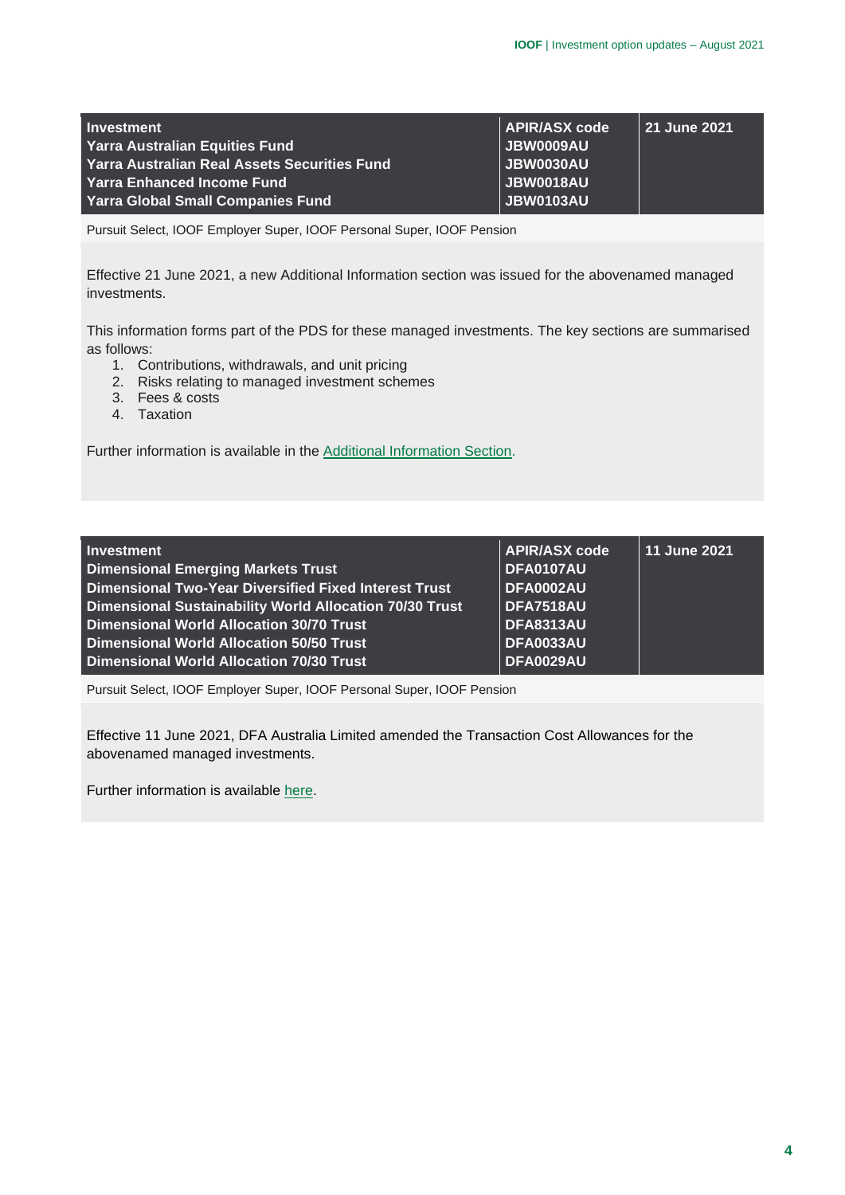| Investment | APIR/ASX code | 21 June 2021 |
|---|---|---|
| Yarra Australian Equities Fund | JBW0009AU | |
| Yarra Australian Real Assets Securities Fund | JBW0030AU | |
| Yarra Enhanced Income Fund | JBW0018AU | |
| Yarra Global Small Companies Fund | JBW0103AU | |

Pursuit Select, IOOF Employer Super, IOOF Personal Super, IOOF Pension

Effective 21 June 2021, a new Additional Information section was issued for the abovenamed managed investments.

This information forms part of the PDS for these managed investments. The key sections are summarised as follows:

1. Contributions, withdrawals, and unit pricing
2. Risks relating to managed investment schemes
3. Fees & costs
4. Taxation

Further information is available in the Additional Information Section.

| Investment | APIR/ASX code | 11 June 2021 |
|---|---|---|
| Dimensional Emerging Markets Trust | DFA0107AU | |
| Dimensional Two-Year Diversified Fixed Interest Trust | DFA0002AU | |
| Dimensional Sustainability World Allocation 70/30 Trust | DFA7518AU | |
| Dimensional World Allocation 30/70 Trust | DFA8313AU | |
| Dimensional World Allocation 50/50 Trust | DFA0033AU | |
| Dimensional World Allocation 70/30 Trust | DFA0029AU | |

Pursuit Select, IOOF Employer Super, IOOF Personal Super, IOOF Pension

Effective 11 June 2021, DFA Australia Limited amended the Transaction Cost Allowances for the abovenamed managed investments.

Further information is available here.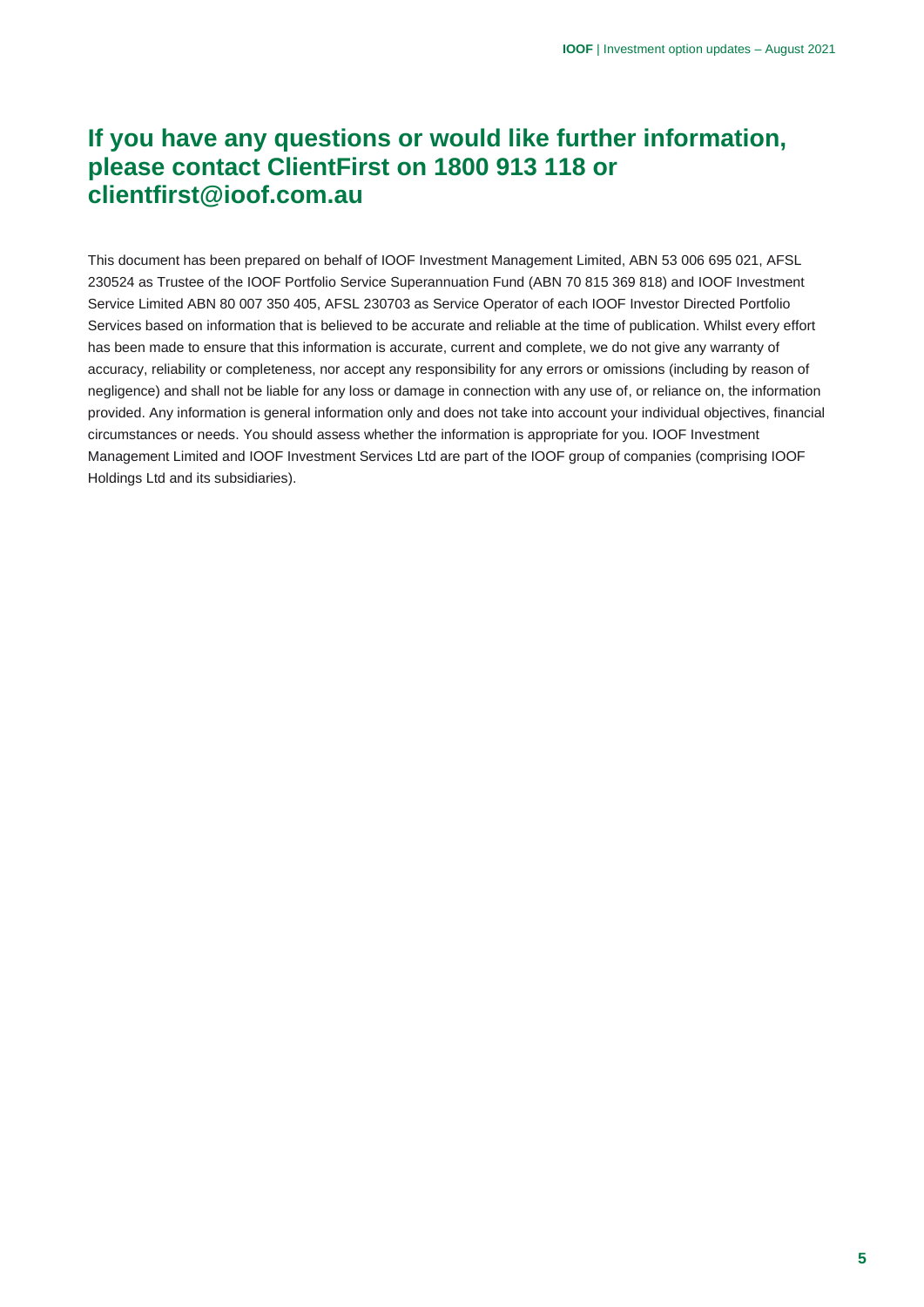## If you have any questions or would like further information, please contact ClientFirst on 1800 913 118 or clientfirst@ioof.com.au

This document has been prepared on behalf of IOOF Investment Management Limited, ABN 53 006 695 021, AFSL 230524 as Trustee of the IOOF Portfolio Service Superannuation Fund (ABN 70 815 369 818) and IOOF Investment Service Limited ABN 80 007 350 405, AFSL 230703 as Service Operator of each IOOF Investor Directed Portfolio Services based on information that is believed to be accurate and reliable at the time of publication. Whilst every effort has been made to ensure that this information is accurate, current and complete, we do not give any warranty of accuracy, reliability or completeness, nor accept any responsibility for any errors or omissions (including by reason of negligence) and shall not be liable for any loss or damage in connection with any use of, or reliance on, the information provided. Any information is general information only and does not take into account your individual objectives, financial circumstances or needs. You should assess whether the information is appropriate for you. IOOF Investment Management Limited and IOOF Investment Services Ltd are part of the IOOF group of companies (comprising IOOF Holdings Ltd and its subsidiaries).